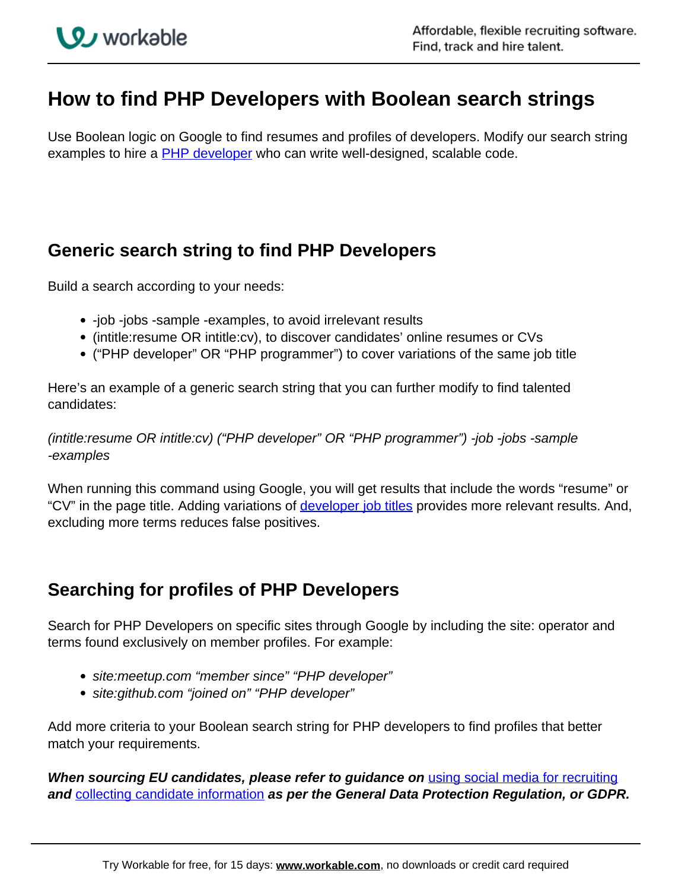# How to find PHP Developers with Boolean search strings

Use Boolean logic on Google to find resumes and profiles of developers. Modify our search string examples to hire a PHP developer who can write well-designed, scalable code.

## Generic search string to find PHP Developers

Build a search according to your needs:

- -job -jobs -sample -examples, to avoid irrelevant results
- (intitle:resume OR intitle:cv), to discover candidates' online resumes or CVs
- ("PHP developer" OR "PHP programmer") to cover variations of the same job title

Here's an example of a generic search string that you can further modify to find talented candidates:

*(intitle:resume OR intitle:cv) ("PHP developer" OR "PHP programmer") -job -jobs -sample -examples*

When running this command using Google, you will get results that include the words "resume" or "CV" in the page title. Adding variations of developer job titles provides more relevant results. And, excluding more terms reduces false positives.

## Searching for profiles of PHP Developers

Search for PHP Developers on specific sites through Google by including the site: operator and terms found exclusively on member profiles. For example:

- *site:meetup.com "member since" "PHP developer"*
- *site:github.com "joined on" "PHP developer"*

Add more criteria to your Boolean search string for PHP developers to find profiles that better match your requirements.

***When sourcing EU candidates, please refer to guidance on*** using social media for recruiting ***and*** collecting candidate information ***as per the General Data Protection Regulation, or GDPR.***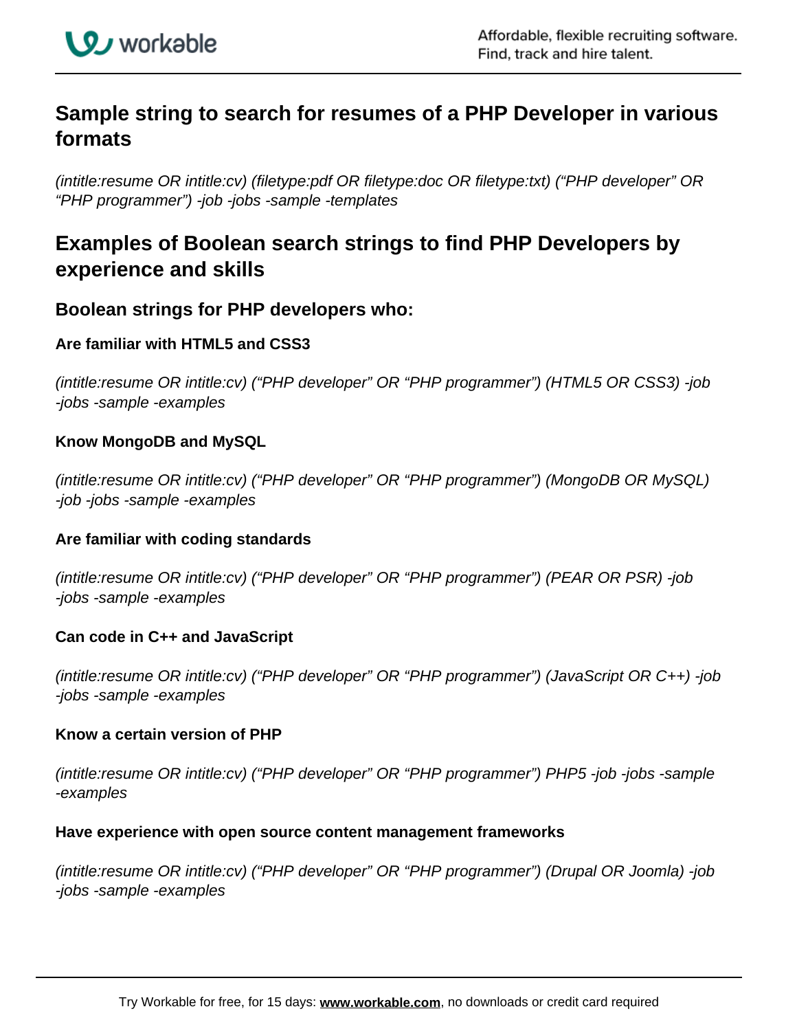## Sample string to search for resumes of a PHP Developer in various formats

*(intitle:resume OR intitle:cv) (filetype:pdf OR filetype:doc OR filetype:txt) ("PHP developer" OR "PHP programmer") -job -jobs -sample -templates*

## Examples of Boolean search strings to find PHP Developers by experience and skills

### Boolean strings for PHP developers who:

#### Are familiar with HTML5 and CSS3

*(intitle:resume OR intitle:cv) ("PHP developer" OR "PHP programmer") (HTML5 OR CSS3) -job -jobs -sample -examples*

#### Know MongoDB and MySQL

*(intitle:resume OR intitle:cv) ("PHP developer" OR "PHP programmer") (MongoDB OR MySQL) -job -jobs -sample -examples*

#### Are familiar with coding standards

*(intitle:resume OR intitle:cv) ("PHP developer" OR "PHP programmer") (PEAR OR PSR) -job -jobs -sample -examples*

#### Can code in C++ and JavaScript

*(intitle:resume OR intitle:cv) ("PHP developer" OR "PHP programmer") (JavaScript OR C++) -job -jobs -sample -examples*

#### Know a certain version of PHP

*(intitle:resume OR intitle:cv) ("PHP developer" OR "PHP programmer") PHP5 -job -jobs -sample -examples*

#### Have experience with open source content management frameworks

*(intitle:resume OR intitle:cv) ("PHP developer" OR "PHP programmer") (Drupal OR Joomla) -job -jobs -sample -examples*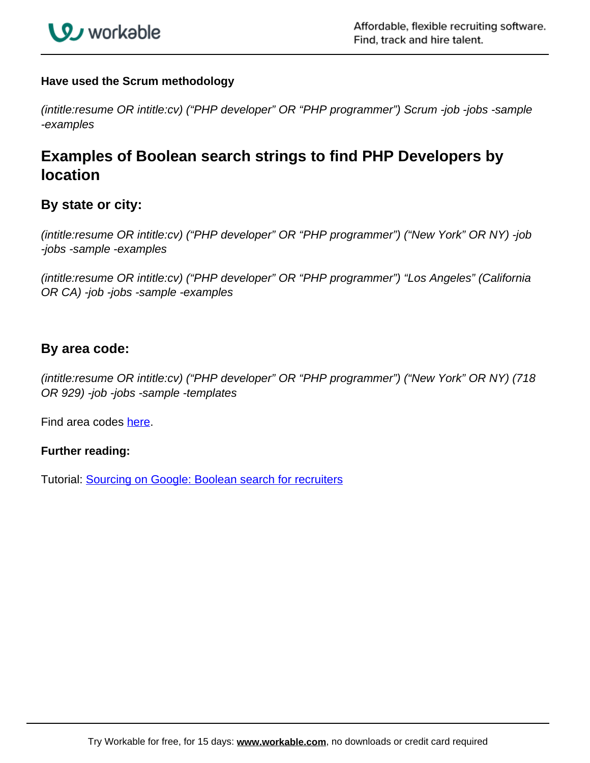**Have used the Scrum methodology**

*(intitle:resume OR intitle:cv) ("PHP developer" OR "PHP programmer") Scrum -job -jobs -sample -examples*

## Examples of Boolean search strings to find PHP Developers by location

### By state or city:

*(intitle:resume OR intitle:cv) ("PHP developer" OR "PHP programmer") ("New York" OR NY) -job -jobs -sample -examples*

*(intitle:resume OR intitle:cv) ("PHP developer" OR "PHP programmer") "Los Angeles" (California OR CA) -job -jobs -sample -examples*

### By area code:

*(intitle:resume OR intitle:cv) ("PHP developer" OR "PHP programmer") ("New York" OR NY) (718 OR 929) -job -jobs -sample -templates*

Find area codes [here](#).

**Further reading:**

Tutorial: [Sourcing on Google: Boolean search for recruiters](#)